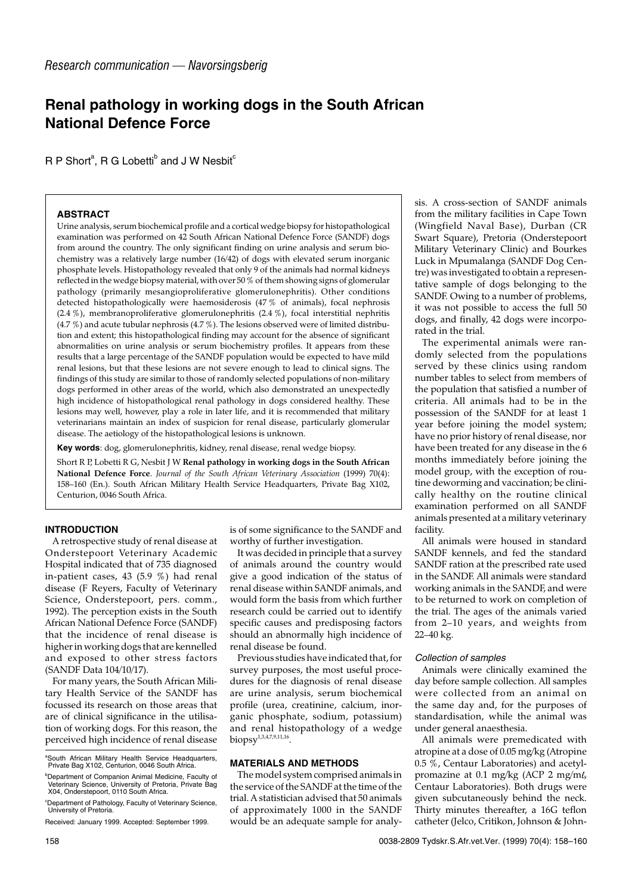*Research communication — Navorsingsberig*

# Renal pathology in working dogs in the South African National Defence Force

R P Short[a], R G Lobetti[b] and J W Nesbit[c]

### ABSTRACT

Urine analysis, serum biochemical profile and a cortical wedge biopsy for histopathological examination was performed on 42 South African National Defence Force (SANDF) dogs from around the country. The only significant finding on urine analysis and serum biochemistry was a relatively large number (16/42) of dogs with elevated serum inorganic phosphate levels. Histopathology revealed that only 9 of the animals had normal kidneys reflected in the wedge biopsy material, with over 50 % of them showing signs of glomerular pathology (primarily mesangioproliferative glomerulonephritis). Other conditions detected histopathologically were haemosiderosis (47 % of animals), focal nephrosis (2.4 %), membranoproliferative glomerulonephritis (2.4 %), focal interstitial nephritis (4.7 %) and acute tubular nephrosis (4.7 %). The lesions observed were of limited distribution and extent; this histopathological finding may account for the absence of significant abnormalities on urine analysis or serum biochemistry profiles. It appears from these results that a large percentage of the SANDF population would be expected to have mild renal lesions, but that these lesions are not severe enough to lead to clinical signs. The findings of this study are similar to those of randomly selected populations of non-military dogs performed in other areas of the world, which also demonstrated an unexpectedly high incidence of histopathological renal pathology in dogs considered healthy. These lesions may well, however, play a role in later life, and it is recommended that military veterinarians maintain an index of suspicion for renal disease, particularly glomerular disease. The aetiology of the histopathological lesions is unknown.

**Key words**: dog, glomerulonephritis, kidney, renal disease, renal wedge biopsy.

Short R P, Lobetti R G, Nesbit J W **Renal pathology in working dogs in the South African National Defence Force**. *Journal of the South African Veterinary Association* (1999) 70(4): 158–160 (En.). South African Military Health Service Headquarters, Private Bag X102, Centurion, 0046 South Africa.

### INTRODUCTION

A retrospective study of renal disease at Onderstepoort Veterinary Academic Hospital indicated that of 735 diagnosed in-patient cases, 43 (5.9 %) had renal disease (F Reyers, Faculty of Veterinary Science, Onderstepoort, pers. comm., 1992). The perception exists in the South African National Defence Force (SANDF) that the incidence of renal disease is higher in working dogs that are kennelled and exposed to other stress factors (SANDF Data 104/10/17).

For many years, the South African Military Health Service of the SANDF has focussed its research on those areas that are of clinical significance in the utilisation of working dogs. For this reason, the perceived high incidence of renal disease is of some significance to the SANDF and worthy of further investigation.

It was decided in principle that a survey of animals around the country would give a good indication of the status of renal disease within SANDF animals, and would form the basis from which further research could be carried out to identify specific causes and predisposing factors should an abnormally high incidence of renal disease be found.

Previous studies have indicated that, for survey purposes, the most useful procedures for the diagnosis of renal disease are urine analysis, serum biochemical profile (urea, creatinine, calcium, inorganic phosphate, sodium, potassium) and renal histopathology of a wedge biopsy[1,3,4,7,9,11,16].

### MATERIALS AND METHODS

The model system comprised animals in the service of the SANDF at the time of the trial. A statistician advised that 50 animals of approximately 1000 in the SANDF would be an adequate sample for analysis. A cross-section of SANDF animals from the military facilities in Cape Town (Wingfield Naval Base), Durban (CR Swart Square), Pretoria (Onderstepoort Military Veterinary Clinic) and Bourkes Luck in Mpumalanga (SANDF Dog Centre) was investigated to obtain a representative sample of dogs belonging to the SANDF. Owing to a number of problems, it was not possible to access the full 50 dogs, and finally, 42 dogs were incorporated in the trial.

The experimental animals were randomly selected from the populations served by these clinics using random number tables to select from members of the population that satisfied a number of criteria. All animals had to be in the possession of the SANDF for at least 1 year before joining the model system; have no prior history of renal disease, nor have been treated for any disease in the 6 months immediately before joining the model group, with the exception of routine deworming and vaccination; be clinically healthy on the routine clinical examination performed on all SANDF animals presented at a military veterinary facility.

All animals were housed in standard SANDF kennels, and fed the standard SANDF ration at the prescribed rate used in the SANDF. All animals were standard working animals in the SANDF, and were to be returned to work on completion of the trial. The ages of the animals varied from 2–10 years, and weights from 22–40 kg.

#### *Collection of samples*

Animals were clinically examined the day before sample collection. All samples were collected from an animal on the same day and, for the purposes of standardisation, while the animal was under general anaesthesia.

All animals were premedicated with atropine at a dose of 0.05 mg/kg (Atropine 0.5 %, Centaur Laboratories) and acetylpromazine at 0.1 mg/kg (ACP 2 mg/mℓ, Centaur Laboratories). Both drugs were given subcutaneously behind the neck. Thirty minutes thereafter, a 16G teflon catheter (Jelco, Critikon, Johnson & John-

[a]South African Military Health Service Headquarters, Private Bag X102, Centurion, 0046 South Africa.

[b]Department of Companion Animal Medicine, Faculty of Veterinary Science, University of Pretoria, Private Bag X04, Onderstepoort, 0110 South Africa.

[c]Department of Pathology, Faculty of Veterinary Science, University of Pretoria.

Received: January 1999. Accepted: September 1999.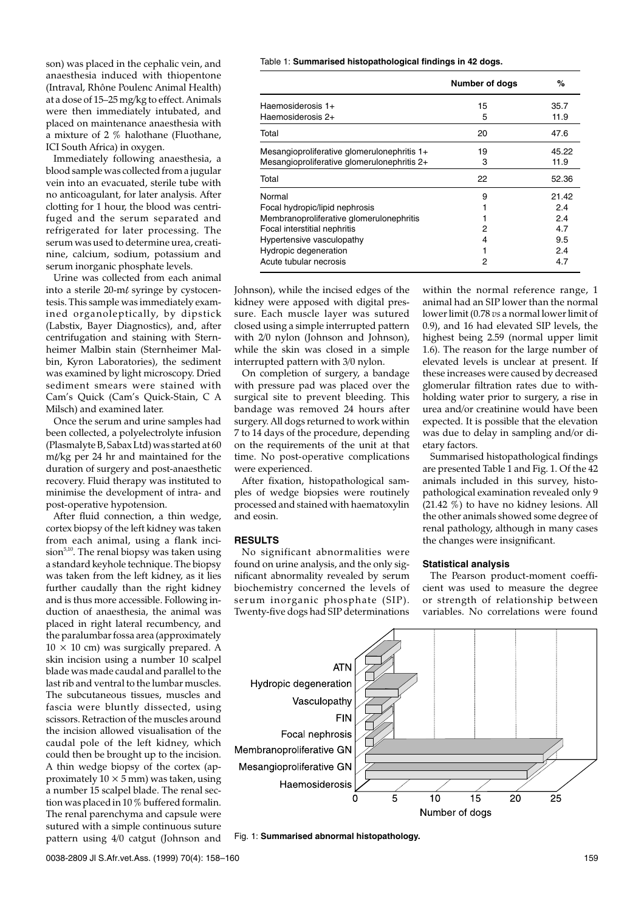son) was placed in the cephalic vein, and anaesthesia induced with thiopentone (Intraval, Rhône Poulenc Animal Health) at a dose of 15–25 mg/kg to effect. Animals were then immediately intubated, and placed on maintenance anaesthesia with a mixture of 2 % halothane (Fluothane, ICI South Africa) in oxygen.

Immediately following anaesthesia, a blood sample was collected from a jugular vein into an evacuated, sterile tube with no anticoagulant, for later analysis. After clotting for 1 hour, the blood was centrifuged and the serum separated and refrigerated for later processing. The serum was used to determine urea, creatinine, calcium, sodium, potassium and serum inorganic phosphate levels.

Urine was collected from each animal into a sterile 20-mℓ syringe by cystocentesis. This sample was immediately examined organoleptically, by dipstick (Labstix, Bayer Diagnostics), and, after centrifugation and staining with Sternheimer Malbin stain (Sternheimer Malbin, Kyron Laboratories), the sediment was examined by light microscopy. Dried sediment smears were stained with Cam's Quick (Cam's Quick-Stain, C A Milsch) and examined later.

Once the serum and urine samples had been collected, a polyelectrolyte infusion (Plasmalyte B, Sabax Ltd) was started at 60 mℓ/kg per 24 hr and maintained for the duration of surgery and post-anaesthetic recovery. Fluid therapy was instituted to minimise the development of intra- and post-operative hypotension.

After fluid connection, a thin wedge, cortex biopsy of the left kidney was taken from each animal, using a flank incision[5,10]. The renal biopsy was taken using a standard keyhole technique. The biopsy was taken from the left kidney, as it lies further caudally than the right kidney and is thus more accessible. Following induction of anaesthesia, the animal was placed in right lateral recumbency, and the paralumbar fossa area (approximately 10 × 10 cm) was surgically prepared. A skin incision using a number 10 scalpel blade was made caudal and parallel to the last rib and ventral to the lumbar muscles. The subcutaneous tissues, muscles and fascia were bluntly dissected, using scissors. Retraction of the muscles around the incision allowed visualisation of the caudal pole of the left kidney, which could then be brought up to the incision. A thin wedge biopsy of the cortex (approximately 10 × 5 mm) was taken, using a number 15 scalpel blade. The renal section was placed in 10 % buffered formalin. The renal parenchyma and capsule were sutured with a simple continuous suture pattern using 4/0 catgut (Johnson and Johnson), while the incised edges of the kidney were apposed with digital pressure. Each muscle layer was sutured closed using a simple interrupted pattern with 2/0 nylon (Johnson and Johnson), while the skin was closed in a simple interrupted pattern with 3/0 nylon.

On completion of surgery, a bandage with pressure pad was placed over the surgical site to prevent bleeding. This bandage was removed 24 hours after surgery. All dogs returned to work within 7 to 14 days of the procedure, depending on the requirements of the unit at that time. No post-operative complications were experienced.

After fixation, histopathological samples of wedge biopsies were routinely processed and stained with haematoxylin and eosin.

## RESULTS

No significant abnormalities were found on urine analysis, and the only significant abnormality revealed by serum biochemistry concerned the levels of serum inorganic phosphate (SIP). Twenty-five dogs had SIP determinations within the normal reference range, 1 animal had an SIP lower than the normal lower limit (0.78 *vs* a normal lower limit of 0.9), and 16 had elevated SIP levels, the highest being 2.59 (normal upper limit 1.6). The reason for the large number of elevated levels is unclear at present. If these increases were caused by decreased glomerular filtration rates due to withholding water prior to surgery, a rise in urea and/or creatinine would have been expected. It is possible that the elevation was due to delay in sampling and/or dietary factors.

Summarised histopathological findings are presented Table 1 and Fig. 1. Of the 42 animals included in this survey, histopathological examination revealed only 9 (21.42 %) to have no kidney lesions. All the other animals showed some degree of renal pathology, although in many cases the changes were insignificant.

Table 1: **Summarised histopathological findings in 42 dogs.**

| | Number of dogs | % |
|---|---|---|
| Haemosiderosis 1+ | 15 | 35.7 |
| Haemosiderosis 2+ | 5 | 11.9 |
| Total | 20 | 47.6 |
| Mesangioproliferative glomerulonephritis 1+ | 19 | 45.22 |
| Mesangioproliferative glomerulonephritis 2+ | 3 | 11.9 |
| Total | 22 | 52.36 |
| Normal | 9 | 21.42 |
| Focal hydropic/lipid nephrosis | 1 | 2.4 |
| Membranoproliferative glomerulonephritis | 1 | 2.4 |
| Focal interstitial nephritis | 2 | 4.7 |
| Hypertensive vasculopathy | 4 | 9.5 |
| Hydropic degeneration | 1 | 2.4 |
| Acute tubular necrosis | 2 | 4.7 |

### Statistical analysis

The Pearson product-moment coefficient was used to measure the degree or strength of relationship between variables. No correlations were found

Fig. 1: **Summarised abnormal histopathology.**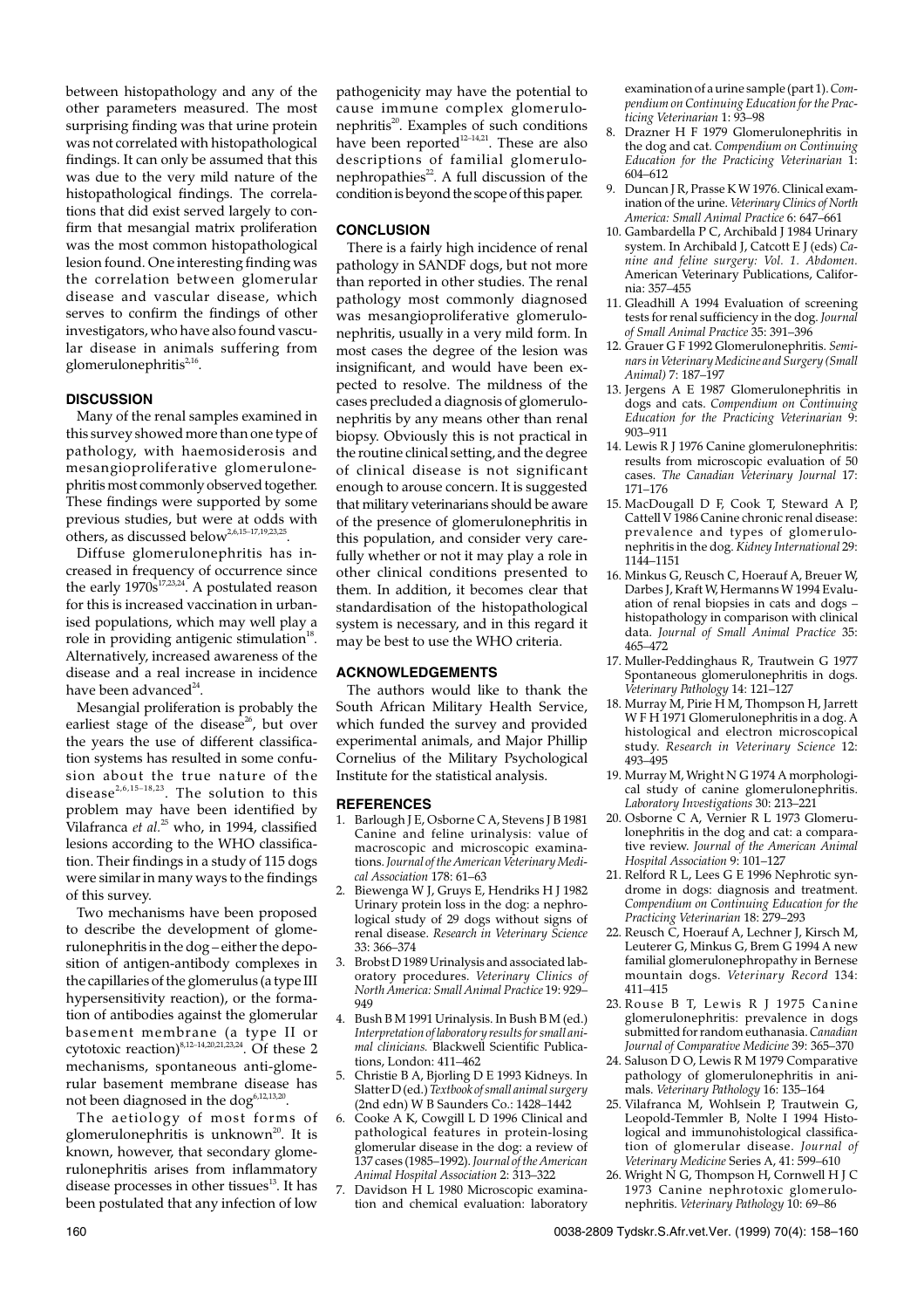between histopathology and any of the other parameters measured. The most surprising finding was that urine protein was not correlated with histopathological findings. It can only be assumed that this was due to the very mild nature of the histopathological findings. The correlations that did exist served largely to confirm that mesangial matrix proliferation was the most common histopathological lesion found. One interesting finding was the correlation between glomerular disease and vascular disease, which serves to confirm the findings of other investigators, who have also found vascular disease in animals suffering from glomerulonephritis[2,16].

## DISCUSSION

Many of the renal samples examined in this survey showed more than one type of pathology, with haemosiderosis and mesangioproliferative glomerulonephritis most commonly observed together. These findings were supported by some previous studies, but were at odds with others, as discussed below[2,6,15–17,19,23,25].

Diffuse glomerulonephritis has increased in frequency of occurrence since the early 1970s[17,23,24]. A postulated reason for this is increased vaccination in urbanised populations, which may well play a role in providing antigenic stimulation[18]. Alternatively, increased awareness of the disease and a real increase in incidence have been advanced[24].

Mesangial proliferation is probably the earliest stage of the disease[26], but over the years the use of different classification systems has resulted in some confusion about the true nature of the disease[2,6,15–18,23]. The solution to this problem may have been identified by Vilafranca *et al.*[25] who, in 1994, classified lesions according to the WHO classification. Their findings in a study of 115 dogs were similar in many ways to the findings of this survey.

Two mechanisms have been proposed to describe the development of glomerulonephritis in the dog – either the deposition of antigen-antibody complexes in the capillaries of the glomerulus (a type III hypersensitivity reaction), or the formation of antibodies against the glomerular basement membrane (a type II or cytotoxic reaction)[8,12–14,20,21,23,24]. Of these 2 mechanisms, spontaneous anti-glomerular basement membrane disease has not been diagnosed in the dog[6,12,13,20].

The aetiology of most forms of glomerulonephritis is unknown[20]. It is known, however, that secondary glomerulonephritis arises from inflammatory disease processes in other tissues[13]. It has been postulated that any infection of low pathogenicity may have the potential to cause immune complex glomerulonephritis[20]. Examples of such conditions have been reported[12–14,21]. These are also descriptions of familial glomerulonephropathies[22]. A full discussion of the condition is beyond the scope of this paper.

## CONCLUSION

There is a fairly high incidence of renal pathology in SANDF dogs, but not more than reported in other studies. The renal pathology most commonly diagnosed was mesangioproliferative glomerulonephritis, usually in a very mild form. In most cases the degree of the lesion was insignificant, and would have been expected to resolve. The mildness of the cases precluded a diagnosis of glomerulonephritis by any means other than renal biopsy. Obviously this is not practical in the routine clinical setting, and the degree of clinical disease is not significant enough to arouse concern. It is suggested that military veterinarians should be aware of the presence of glomerulonephritis in this population, and consider very carefully whether or not it may play a role in other clinical conditions presented to them. In addition, it becomes clear that standardisation of the histopathological system is necessary, and in this regard it may be best to use the WHO criteria.

## ACKNOWLEDGEMENTS

The authors would like to thank the South African Military Health Service, which funded the survey and provided experimental animals, and Major Phillip Cornelius of the Military Psychological Institute for the statistical analysis.

## REFERENCES

1. Barlough J E, Osborne C A, Stevens J B 1981 Canine and feline urinalysis: value of macroscopic and microscopic examinations. *Journal of the American Veterinary Medical Association* 178: 61–63
2. Biewenga W J, Gruys E, Hendriks H J 1982 Urinary protein loss in the dog: a nephrological study of 29 dogs without signs of renal disease. *Research in Veterinary Science* 33: 366–374
3. Brobst D 1989 Urinalysis and associated laboratory procedures. *Veterinary Clinics of North America: Small Animal Practice* 19: 929–949
4. Bush B M 1991 Urinalysis. In Bush B M (ed.) *Interpretation of laboratory results for small animal clinicians.* Blackwell Scientific Publications, London: 411–462
5. Christie B A, Bjorling D E 1993 Kidneys. In Slatter D (ed.) *Textbook of small animal surgery* (2nd edn) W B Saunders Co.: 1428–1442
6. Cooke A K, Cowgill L D 1996 Clinical and pathological features in protein-losing glomerular disease in the dog: a review of 137 cases (1985–1992). *Journal of the American Animal Hospital Association* 2: 313–322
7. Davidson H L 1980 Microscopic examination and chemical evaluation: laboratory examination of a urine sample (part 1). *Compendium on Continuing Education for the Practicing Veterinarian* 1: 93–98
8. Drazner H F 1979 Glomerulonephritis in the dog and cat. *Compendium on Continuing Education for the Practicing Veterinarian* 1: 604–612
9. Duncan J R, Prasse K W 1976. Clinical examination of the urine. *Veterinary Clinics of North America: Small Animal Practice* 6: 647–661
10. Gambardella P C, Archibald J 1984 Urinary system. In Archibald J, Catcott E J (eds) *Canine and feline surgery: Vol. 1. Abdomen.* American Veterinary Publications, California: 357–455
11. Gleadhill A 1994 Evaluation of screening tests for renal sufficiency in the dog. *Journal of Small Animal Practice* 35: 391–396
12. Grauer G F 1992 Glomerulonephritis. *Seminars in Veterinary Medicine and Surgery (Small Animal)* 7: 187–197
13. Jergens A E 1987 Glomerulonephritis in dogs and cats. *Compendium on Continuing Education for the Practicing Veterinarian* 9: 903–911
14. Lewis R J 1976 Canine glomerulonephritis: results from microscopic evaluation of 50 cases. *The Canadian Veterinary Journal* 17: 171–176
15. MacDougall D F, Cook T, Steward A P, Cattell V 1986 Canine chronic renal disease: prevalence and types of glomerulonephritis in the dog. *Kidney International* 29: 1144–1151
16. Minkus G, Reusch C, Hoerauf A, Breuer W, Darbes J, Kraft W, Hermanns W 1994 Evaluation of renal biopsies in cats and dogs – histopathology in comparison with clinical data. *Journal of Small Animal Practice* 35: 465–472
17. Muller-Peddinghaus R, Trautwein G 1977 Spontaneous glomerulonephritis in dogs. *Veterinary Pathology* 14: 121–127
18. Murray M, Pirie H M, Thompson H, Jarrett W F H 1971 Glomerulonephritis in a dog. A histological and electron microscopical study. *Research in Veterinary Science* 12: 493–495
19. Murray M, Wright N G 1974 A morphological study of canine glomerulonephritis. *Laboratory Investigations* 30: 213–221
20. Osborne C A, Vernier R L 1973 Glomerulonephritis in the dog and cat: a comparative review. *Journal of the American Animal Hospital Association* 9: 101–127
21. Relford R L, Lees G E 1996 Nephrotic syndrome in dogs: diagnosis and treatment. *Compendium on Continuing Education for the Practicing Veterinarian* 18: 279–293
22. Reusch C, Hoerauf A, Lechner J, Kirsch M, Leuterer G, Minkus G, Brem G 1994 A new familial glomerulonephropathy in Bernese mountain dogs. *Veterinary Record* 134: 411–415
23. Rouse B T, Lewis R J 1975 Canine glomerulonephritis: prevalence in dogs submitted for random euthanasia. *Canadian Journal of Comparative Medicine* 39: 365–370
24. Saluson D O, Lewis R M 1979 Comparative pathology of glomerulonephritis in animals. *Veterinary Pathology* 16: 135–164
25. Vilafranca M, Wohlsein P, Trautwein G, Leopold-Temmler B, Nolte I 1994 Histological and immunohistological classification of glomerular disease. *Journal of Veterinary Medicine* Series A, 41: 599–610
26. Wright N G, Thompson H, Cornwell H J C 1973 Canine nephrotoxic glomerulonephritis. *Veterinary Pathology* 10: 69–86